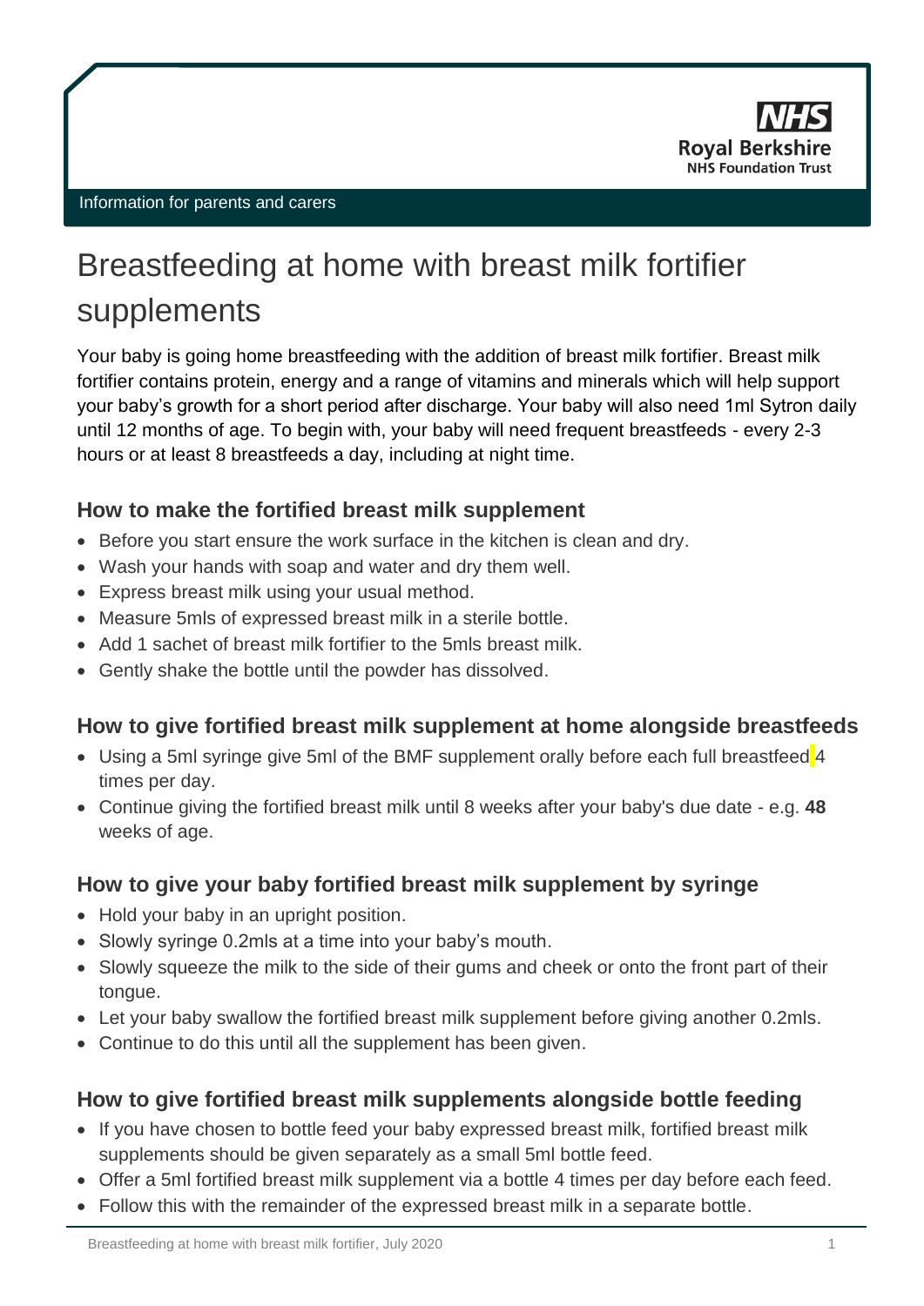NHS
Royal Berkshire
NHS Foundation Trust

Information for parents and carers

# Breastfeeding at home with breast milk fortifier supplements

Your baby is going home breastfeeding with the addition of breast milk fortifier. Breast milk fortifier contains protein, energy and a range of vitamins and minerals which will help support your baby's growth for a short period after discharge. Your baby will also need 1ml Sytron daily until 12 months of age. To begin with, your baby will need frequent breastfeeds - every 2-3 hours or at least 8 breastfeeds a day, including at night time.

## How to make the fortified breast milk supplement

- Before you start ensure the work surface in the kitchen is clean and dry.
- Wash your hands with soap and water and dry them well.
- Express breast milk using your usual method.
- Measure 5mls of expressed breast milk in a sterile bottle.
- Add 1 sachet of breast milk fortifier to the 5mls breast milk.
- Gently shake the bottle until the powder has dissolved.

## How to give fortified breast milk supplement at home alongside breastfeeds

- Using a 5ml syringe give 5ml of the BMF supplement orally before each full breastfeed 4 times per day.
- Continue giving the fortified breast milk until 8 weeks after your baby's due date - e.g. **48** weeks of age.

## How to give your baby fortified breast milk supplement by syringe

- Hold your baby in an upright position.
- Slowly syringe 0.2mls at a time into your baby's mouth.
- Slowly squeeze the milk to the side of their gums and cheek or onto the front part of their tongue.
- Let your baby swallow the fortified breast milk supplement before giving another 0.2mls.
- Continue to do this until all the supplement has been given.

## How to give fortified breast milk supplements alongside bottle feeding

- If you have chosen to bottle feed your baby expressed breast milk, fortified breast milk supplements should be given separately as a small 5ml bottle feed.
- Offer a 5ml fortified breast milk supplement via a bottle 4 times per day before each feed.
- Follow this with the remainder of the expressed breast milk in a separate bottle.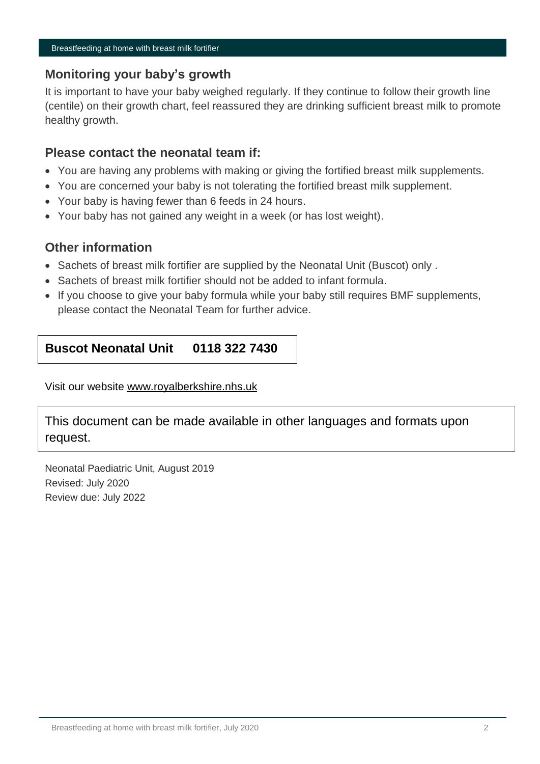## Monitoring your baby's growth

It is important to have your baby weighed regularly. If they continue to follow their growth line (centile) on their growth chart, feel reassured they are drinking sufficient breast milk to promote healthy growth.

## Please contact the neonatal team if:

- You are having any problems with making or giving the fortified breast milk supplements.
- You are concerned your baby is not tolerating the fortified breast milk supplement.
- Your baby is having fewer than 6 feeds in 24 hours.
- Your baby has not gained any weight in a week (or has lost weight).

## Other information

- Sachets of breast milk fortifier are supplied by the Neonatal Unit (Buscot) only .
- Sachets of breast milk fortifier should not be added to infant formula.
- If you choose to give your baby formula while your baby still requires BMF supplements, please contact the Neonatal Team for further advice.

**Buscot Neonatal Unit 0118 322 7430**

Visit our website www.royalberkshire.nhs.uk

This document can be made available in other languages and formats upon request.

Neonatal Paediatric Unit, August 2019
Revised: July 2020
Review due: July 2022